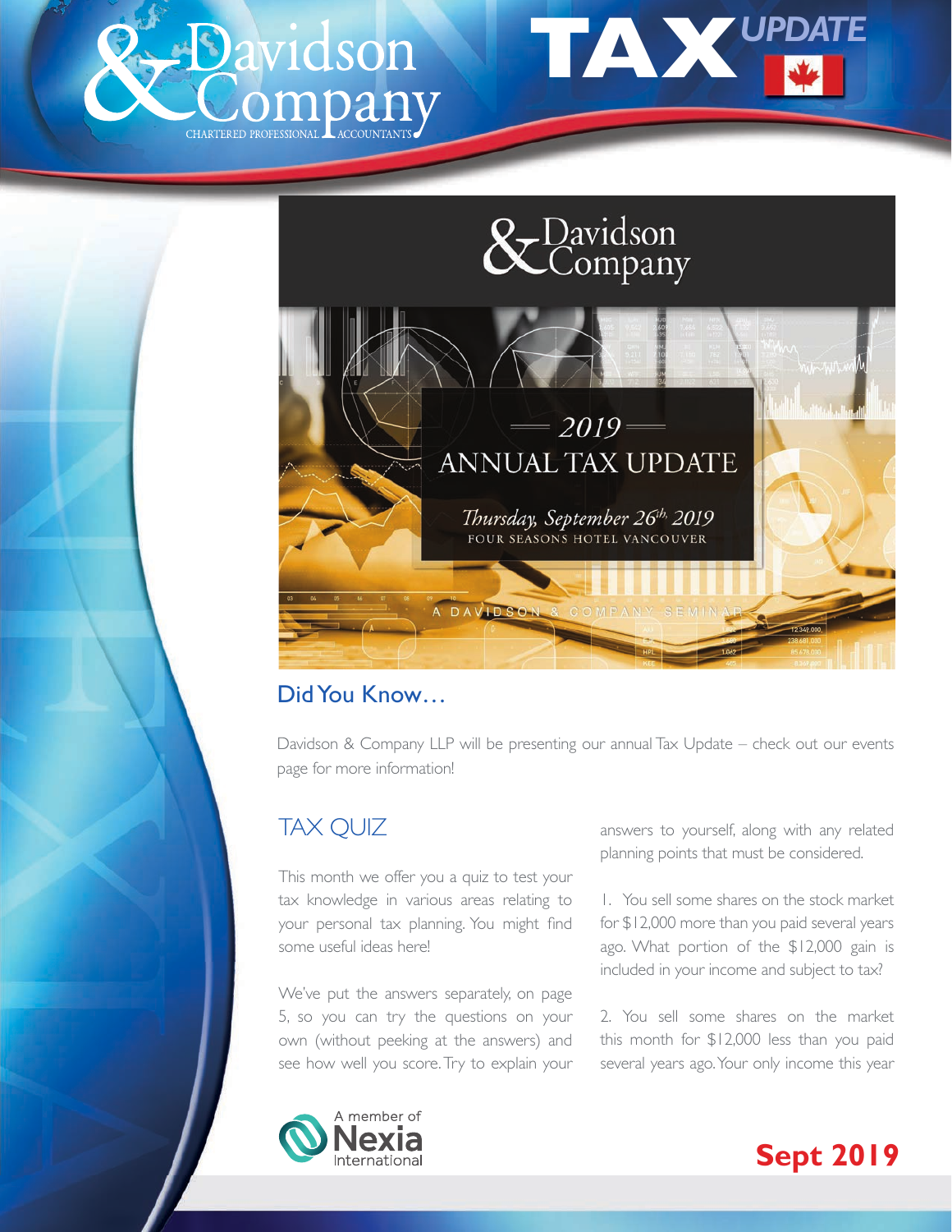# Davidson & Company

CHARTERED PROFESSIONAL ACCOUNTANTS

# TAX UPDATE

Davidson & Company

2019

ANNUAL TAX UPDATE

*Thursday, September 26th 2019*

FOUR SEASONS HOTEL VANCOUVER

A DAVIDSON & COMPANY SEMINAR

## Did You Know…

Davidson & Company LLP will be presenting our annual Tax Update – check out our events page for more information!

## TAX QUIZ

This month we offer you a quiz to test your tax knowledge in various areas relating to your personal tax planning. You might find some useful ideas here!

We've put the answers separately, on page 5, so you can try the questions on your own (without peeking at the answers) and see how well you score. Try to explain your answers to yourself, along with any related planning points that must be considered.

1. You sell some shares on the stock market for $12,000 more than you paid several years ago. What portion of the $12,000 gain is included in your income and subject to tax?

2. You sell some shares on the market this month for $12,000 less than you paid several years ago. Your only income this year

A member of Nexia International

Sept 2019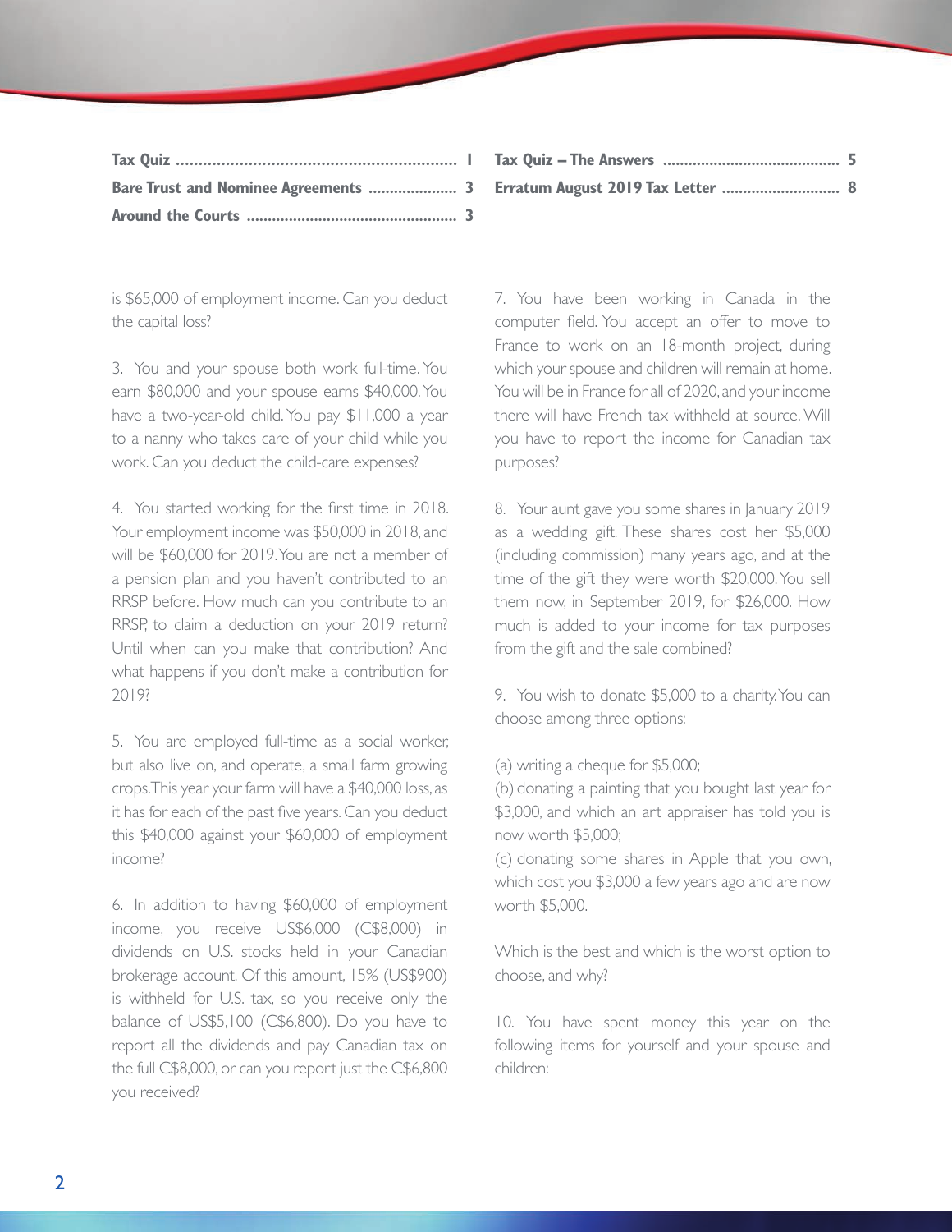| | | | |
|---|---|---|---|
| **Tax Quiz** | **1** | **Tax Quiz – The Answers** | **5** |
| **Bare Trust and Nominee Agreements** | **3** | **Erratum August 2019 Tax Letter** | **8** |
| **Around the Courts** | **3** | | |

is $65,000 of employment income. Can you deduct the capital loss?

3. You and your spouse both work full-time. You earn $80,000 and your spouse earns $40,000. You have a two-year-old child. You pay $11,000 a year to a nanny who takes care of your child while you work. Can you deduct the child-care expenses?

4. You started working for the first time in 2018. Your employment income was $50,000 in 2018, and will be $60,000 for 2019. You are not a member of a pension plan and you haven't contributed to an RRSP before. How much can you contribute to an RRSP, to claim a deduction on your 2019 return? Until when can you make that contribution? And what happens if you don't make a contribution for 2019?

5. You are employed full-time as a social worker, but also live on, and operate, a small farm growing crops. This year your farm will have a $40,000 loss, as it has for each of the past five years. Can you deduct this $40,000 against your $60,000 of employment income?

6. In addition to having $60,000 of employment income, you receive US$6,000 (C$8,000) in dividends on U.S. stocks held in your Canadian brokerage account. Of this amount, 15% (US$900) is withheld for U.S. tax, so you receive only the balance of US$5,100 (C$6,800). Do you have to report all the dividends and pay Canadian tax on the full C$8,000, or can you report just the C$6,800 you received?

7. You have been working in Canada in the computer field. You accept an offer to move to France to work on an 18-month project, during which your spouse and children will remain at home. You will be in France for all of 2020, and your income there will have French tax withheld at source. Will you have to report the income for Canadian tax purposes?

8. Your aunt gave you some shares in January 2019 as a wedding gift. These shares cost her $5,000 (including commission) many years ago, and at the time of the gift they were worth $20,000. You sell them now, in September 2019, for $26,000. How much is added to your income for tax purposes from the gift and the sale combined?

9. You wish to donate $5,000 to a charity. You can choose among three options:

(a) writing a cheque for $5,000;
(b) donating a painting that you bought last year for $3,000, and which an art appraiser has told you is now worth $5,000;
(c) donating some shares in Apple that you own, which cost you $3,000 a few years ago and are now worth $5,000.

Which is the best and which is the worst option to choose, and why?

10. You have spent money this year on the following items for yourself and your spouse and children: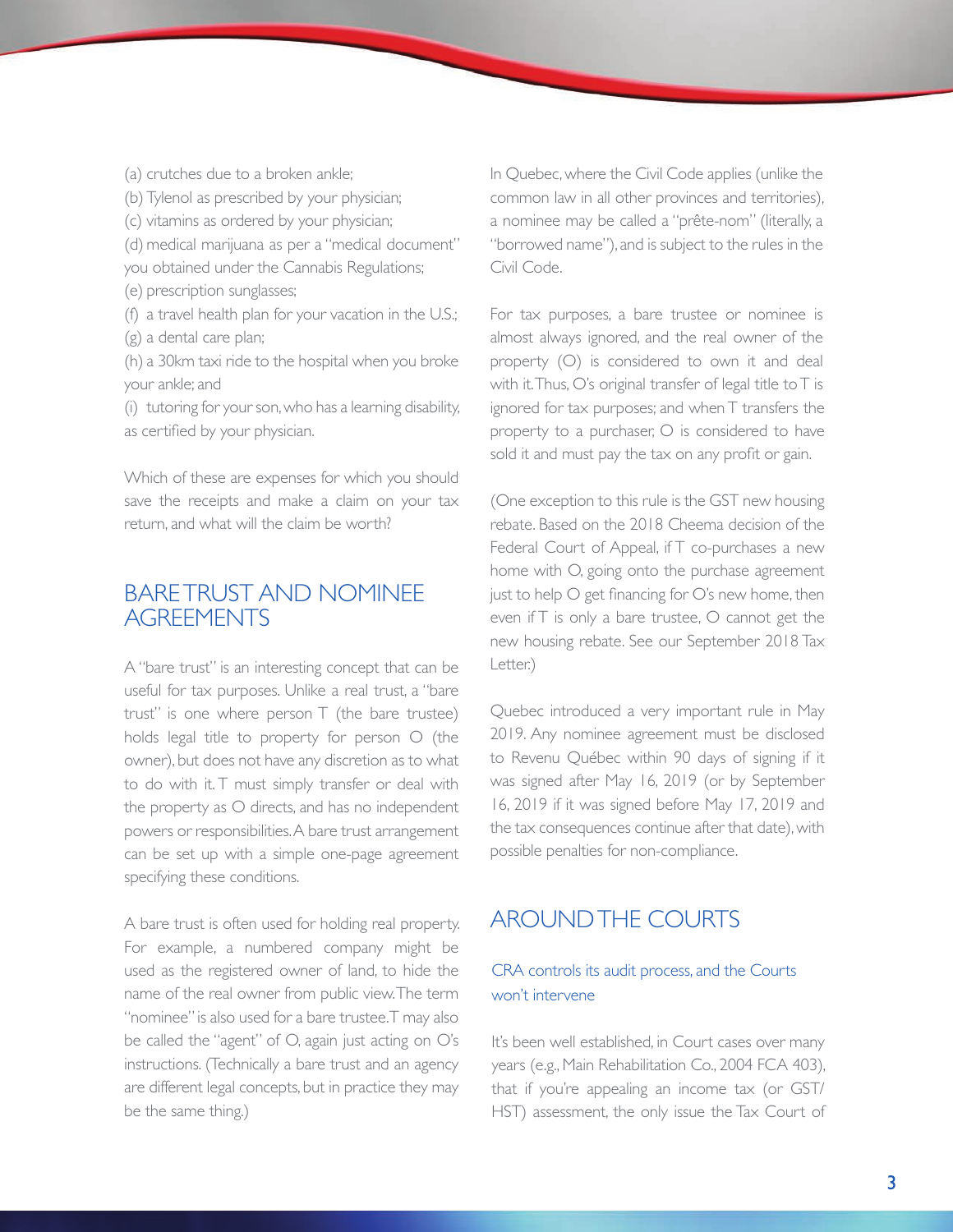(a) crutches due to a broken ankle;
(b) Tylenol as prescribed by your physician;
(c) vitamins as ordered by your physician;
(d) medical marijuana as per a "medical document" you obtained under the Cannabis Regulations;
(e) prescription sunglasses;
(f) a travel health plan for your vacation in the U.S.;
(g) a dental care plan;
(h) a 30km taxi ride to the hospital when you broke your ankle; and
(i) tutoring for your son, who has a learning disability, as certified by your physician.

Which of these are expenses for which you should save the receipts and make a claim on your tax return, and what will the claim be worth?

## BARE TRUST AND NOMINEE AGREEMENTS

A "bare trust" is an interesting concept that can be useful for tax purposes. Unlike a real trust, a "bare trust" is one where person T (the bare trustee) holds legal title to property for person O (the owner), but does not have any discretion as to what to do with it. T must simply transfer or deal with the property as O directs, and has no independent powers or responsibilities. A bare trust arrangement can be set up with a simple one-page agreement specifying these conditions.

A bare trust is often used for holding real property. For example, a numbered company might be used as the registered owner of land, to hide the name of the real owner from public view. The term "nominee" is also used for a bare trustee. T may also be called the "agent" of O, again just acting on O's instructions. (Technically a bare trust and an agency are different legal concepts, but in practice they may be the same thing.)

In Quebec, where the Civil Code applies (unlike the common law in all other provinces and territories), a nominee may be called a "prête-nom" (literally, a "borrowed name"), and is subject to the rules in the Civil Code.

For tax purposes, a bare trustee or nominee is almost always ignored, and the real owner of the property (O) is considered to own it and deal with it. Thus, O's original transfer of legal title to T is ignored for tax purposes; and when T transfers the property to a purchaser, O is considered to have sold it and must pay the tax on any profit or gain.

(One exception to this rule is the GST new housing rebate. Based on the 2018 Cheema decision of the Federal Court of Appeal, if T co-purchases a new home with O, going onto the purchase agreement just to help O get financing for O's new home, then even if T is only a bare trustee, O cannot get the new housing rebate. See our September 2018 Tax Letter.)

Quebec introduced a very important rule in May 2019. Any nominee agreement must be disclosed to Revenu Québec within 90 days of signing if it was signed after May 16, 2019 (or by September 16, 2019 if it was signed before May 17, 2019 and the tax consequences continue after that date), with possible penalties for non-compliance.

## AROUND THE COURTS

### CRA controls its audit process, and the Courts won't intervene

It's been well established, in Court cases over many years (e.g., Main Rehabilitation Co., 2004 FCA 403), that if you're appealing an income tax (or GST/HST) assessment, the only issue the Tax Court of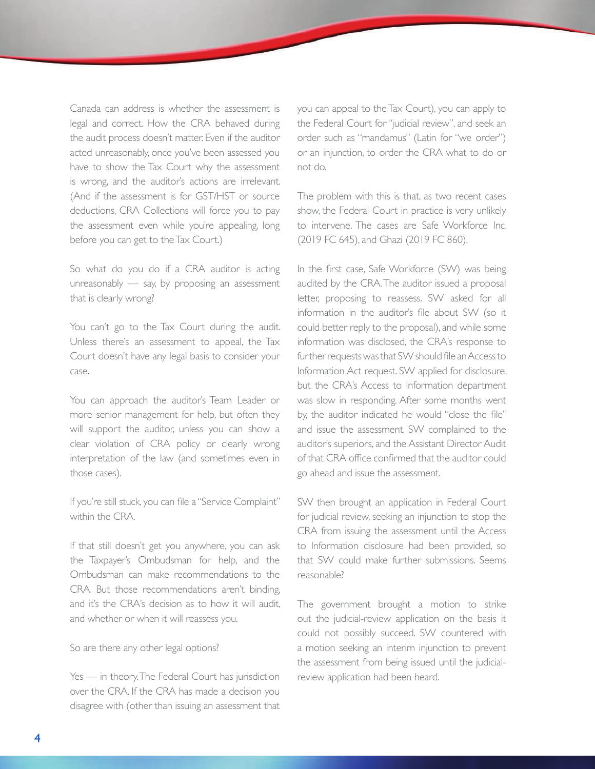Canada can address is whether the assessment is legal and correct. How the CRA behaved during the audit process doesn't matter. Even if the auditor acted unreasonably, once you've been assessed you have to show the Tax Court why the assessment is wrong, and the auditor's actions are irrelevant. (And if the assessment is for GST/HST or source deductions, CRA Collections will force you to pay the assessment even while you're appealing, long before you can get to the Tax Court.)

So what do you do if a CRA auditor is acting unreasonably — say, by proposing an assessment that is clearly wrong?

You can't go to the Tax Court during the audit. Unless there's an assessment to appeal, the Tax Court doesn't have any legal basis to consider your case.

You can approach the auditor's Team Leader or more senior management for help, but often they will support the auditor, unless you can show a clear violation of CRA policy or clearly wrong interpretation of the law (and sometimes even in those cases).

If you're still stuck, you can file a "Service Complaint" within the CRA.

If that still doesn't get you anywhere, you can ask the Taxpayer's Ombudsman for help, and the Ombudsman can make recommendations to the CRA. But those recommendations aren't binding, and it's the CRA's decision as to how it will audit, and whether or when it will reassess you.

So are there any other legal options?

Yes — in theory. The Federal Court has jurisdiction over the CRA. If the CRA has made a decision you disagree with (other than issuing an assessment that you can appeal to the Tax Court), you can apply to the Federal Court for "judicial review", and seek an order such as "mandamus" (Latin for "we order") or an injunction, to order the CRA what to do or not do.

The problem with this is that, as two recent cases show, the Federal Court in practice is very unlikely to intervene. The cases are Safe Workforce Inc. (2019 FC 645), and Ghazi (2019 FC 860).

In the first case, Safe Workforce (SW) was being audited by the CRA. The auditor issued a proposal letter, proposing to reassess. SW asked for all information in the auditor's file about SW (so it could better reply to the proposal), and while some information was disclosed, the CRA's response to further requests was that SW should file an Access to Information Act request. SW applied for disclosure, but the CRA's Access to Information department was slow in responding. After some months went by, the auditor indicated he would "close the file" and issue the assessment. SW complained to the auditor's superiors, and the Assistant Director Audit of that CRA office confirmed that the auditor could go ahead and issue the assessment.

SW then brought an application in Federal Court for judicial review, seeking an injunction to stop the CRA from issuing the assessment until the Access to Information disclosure had been provided, so that SW could make further submissions. Seems reasonable?

The government brought a motion to strike out the judicial-review application on the basis it could not possibly succeed. SW countered with a motion seeking an interim injunction to prevent the assessment from being issued until the judicial-review application had been heard.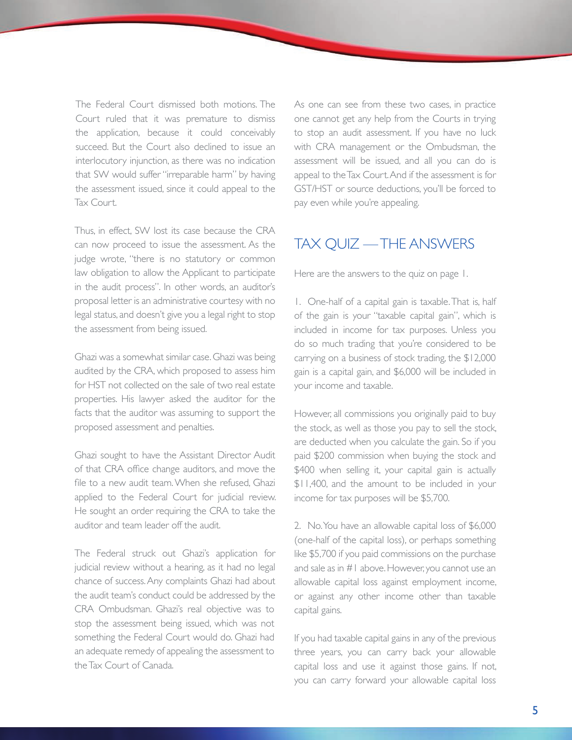The Federal Court dismissed both motions. The Court ruled that it was premature to dismiss the application, because it could conceivably succeed. But the Court also declined to issue an interlocutory injunction, as there was no indication that SW would suffer "irreparable harm" by having the assessment issued, since it could appeal to the Tax Court.

Thus, in effect, SW lost its case because the CRA can now proceed to issue the assessment. As the judge wrote, "there is no statutory or common law obligation to allow the Applicant to participate in the audit process". In other words, an auditor's proposal letter is an administrative courtesy with no legal status, and doesn't give you a legal right to stop the assessment from being issued.

Ghazi was a somewhat similar case. Ghazi was being audited by the CRA, which proposed to assess him for HST not collected on the sale of two real estate properties. His lawyer asked the auditor for the facts that the auditor was assuming to support the proposed assessment and penalties.

Ghazi sought to have the Assistant Director Audit of that CRA office change auditors, and move the file to a new audit team. When she refused, Ghazi applied to the Federal Court for judicial review. He sought an order requiring the CRA to take the auditor and team leader off the audit.

The Federal struck out Ghazi's application for judicial review without a hearing, as it had no legal chance of success. Any complaints Ghazi had about the audit team's conduct could be addressed by the CRA Ombudsman. Ghazi's real objective was to stop the assessment being issued, which was not something the Federal Court would do. Ghazi had an adequate remedy of appealing the assessment to the Tax Court of Canada.

As one can see from these two cases, in practice one cannot get any help from the Courts in trying to stop an audit assessment. If you have no luck with CRA management or the Ombudsman, the assessment will be issued, and all you can do is appeal to the Tax Court. And if the assessment is for GST/HST or source deductions, you'll be forced to pay even while you're appealing.

## TAX QUIZ — THE ANSWERS

Here are the answers to the quiz on page 1.

1. One-half of a capital gain is taxable. That is, half of the gain is your "taxable capital gain", which is included in income for tax purposes. Unless you do so much trading that you're considered to be carrying on a business of stock trading, the $12,000 gain is a capital gain, and $6,000 will be included in your income and taxable.

However, all commissions you originally paid to buy the stock, as well as those you pay to sell the stock, are deducted when you calculate the gain. So if you paid $200 commission when buying the stock and $400 when selling it, your capital gain is actually $11,400, and the amount to be included in your income for tax purposes will be $5,700.

2. No. You have an allowable capital loss of $6,000 (one-half of the capital loss), or perhaps something like $5,700 if you paid commissions on the purchase and sale as in #1 above. However, you cannot use an allowable capital loss against employment income, or against any other income other than taxable capital gains.

If you had taxable capital gains in any of the previous three years, you can carry back your allowable capital loss and use it against those gains. If not, you can carry forward your allowable capital loss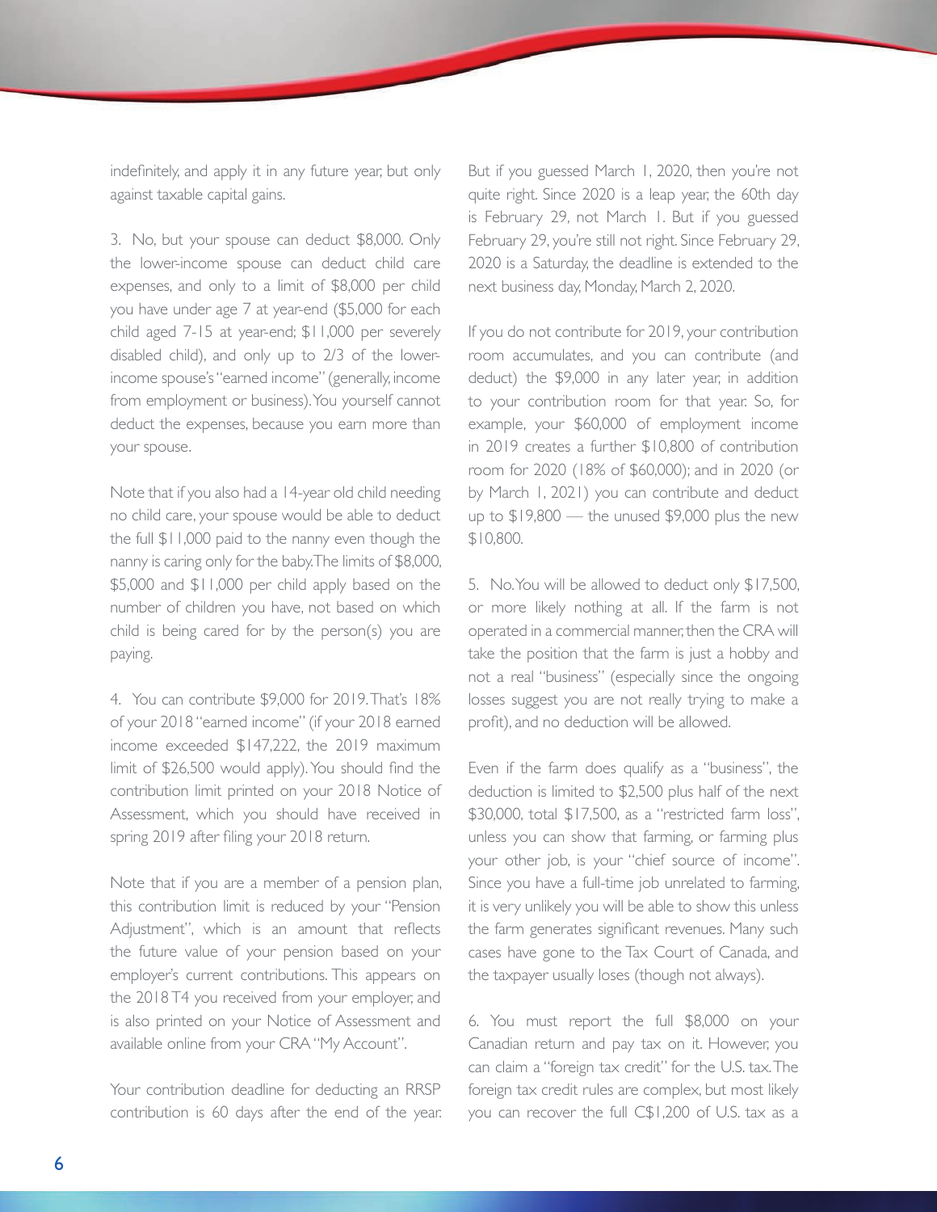indefinitely, and apply it in any future year, but only against taxable capital gains.

3. No, but your spouse can deduct $8,000. Only the lower-income spouse can deduct child care expenses, and only to a limit of $8,000 per child you have under age 7 at year-end ($5,000 for each child aged 7-15 at year-end; $11,000 per severely disabled child), and only up to 2/3 of the lower-income spouse's "earned income" (generally, income from employment or business). You yourself cannot deduct the expenses, because you earn more than your spouse.

Note that if you also had a 14-year old child needing no child care, your spouse would be able to deduct the full $11,000 paid to the nanny even though the nanny is caring only for the baby. The limits of $8,000, $5,000 and $11,000 per child apply based on the number of children you have, not based on which child is being cared for by the person(s) you are paying.

4. You can contribute $9,000 for 2019. That's 18% of your 2018 "earned income" (if your 2018 earned income exceeded $147,222, the 2019 maximum limit of $26,500 would apply). You should find the contribution limit printed on your 2018 Notice of Assessment, which you should have received in spring 2019 after filing your 2018 return.

Note that if you are a member of a pension plan, this contribution limit is reduced by your "Pension Adjustment", which is an amount that reflects the future value of your pension based on your employer's current contributions. This appears on the 2018 T4 you received from your employer, and is also printed on your Notice of Assessment and available online from your CRA "My Account".

Your contribution deadline for deducting an RRSP contribution is 60 days after the end of the year. But if you guessed March 1, 2020, then you're not quite right. Since 2020 is a leap year, the 60th day is February 29, not March 1. But if you guessed February 29, you're still not right. Since February 29, 2020 is a Saturday, the deadline is extended to the next business day, Monday, March 2, 2020.

If you do not contribute for 2019, your contribution room accumulates, and you can contribute (and deduct) the $9,000 in any later year, in addition to your contribution room for that year. So, for example, your $60,000 of employment income in 2019 creates a further $10,800 of contribution room for 2020 (18% of $60,000); and in 2020 (or by March 1, 2021) you can contribute and deduct up to $19,800 — the unused $9,000 plus the new $10,800.

5. No. You will be allowed to deduct only $17,500, or more likely nothing at all. If the farm is not operated in a commercial manner, then the CRA will take the position that the farm is just a hobby and not a real "business" (especially since the ongoing losses suggest you are not really trying to make a profit), and no deduction will be allowed.

Even if the farm does qualify as a "business", the deduction is limited to $2,500 plus half of the next $30,000, total $17,500, as a "restricted farm loss", unless you can show that farming, or farming plus your other job, is your "chief source of income". Since you have a full-time job unrelated to farming, it is very unlikely you will be able to show this unless the farm generates significant revenues. Many such cases have gone to the Tax Court of Canada, and the taxpayer usually loses (though not always).

6. You must report the full $8,000 on your Canadian return and pay tax on it. However, you can claim a "foreign tax credit" for the U.S. tax. The foreign tax credit rules are complex, but most likely you can recover the full C$1,200 of U.S. tax as a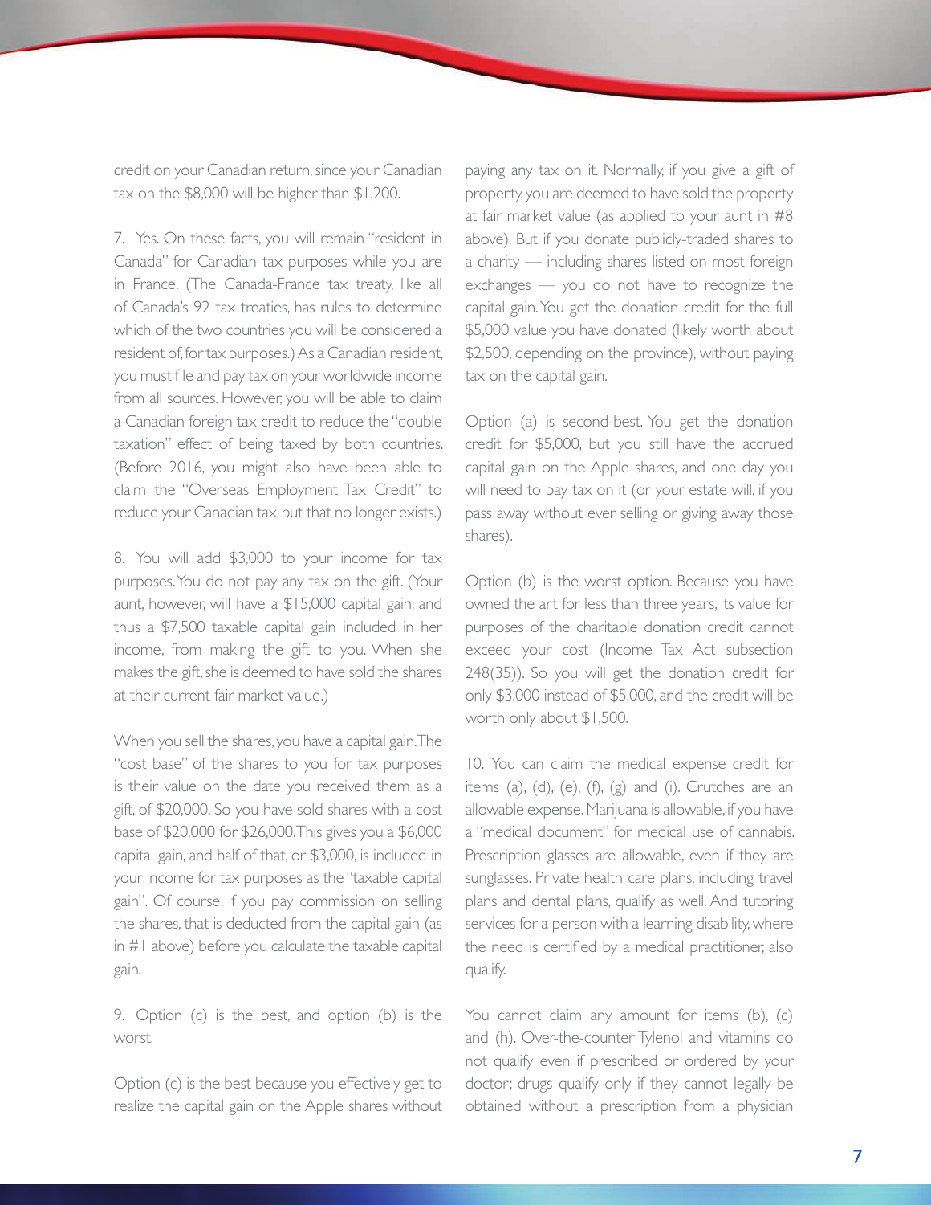credit on your Canadian return, since your Canadian tax on the $8,000 will be higher than $1,200.

7. Yes. On these facts, you will remain "resident in Canada" for Canadian tax purposes while you are in France. (The Canada-France tax treaty, like all of Canada's 92 tax treaties, has rules to determine which of the two countries you will be considered a resident of, for tax purposes.) As a Canadian resident, you must file and pay tax on your worldwide income from all sources. However, you will be able to claim a Canadian foreign tax credit to reduce the "double taxation" effect of being taxed by both countries. (Before 2016, you might also have been able to claim the "Overseas Employment Tax Credit" to reduce your Canadian tax, but that no longer exists.)

8. You will add $3,000 to your income for tax purposes. You do not pay any tax on the gift. (Your aunt, however, will have a $15,000 capital gain, and thus a $7,500 taxable capital gain included in her income, from making the gift to you. When she makes the gift, she is deemed to have sold the shares at their current fair market value.)

When you sell the shares, you have a capital gain. The "cost base" of the shares to you for tax purposes is their value on the date you received them as a gift, of $20,000. So you have sold shares with a cost base of $20,000 for $26,000. This gives you a $6,000 capital gain, and half of that, or $3,000, is included in your income for tax purposes as the "taxable capital gain". Of course, if you pay commission on selling the shares, that is deducted from the capital gain (as in #1 above) before you calculate the taxable capital gain.

9. Option (c) is the best, and option (b) is the worst.

Option (c) is the best because you effectively get to realize the capital gain on the Apple shares without paying any tax on it. Normally, if you give a gift of property, you are deemed to have sold the property at fair market value (as applied to your aunt in #8 above). But if you donate publicly-traded shares to a charity — including shares listed on most foreign exchanges — you do not have to recognize the capital gain. You get the donation credit for the full $5,000 value you have donated (likely worth about $2,500, depending on the province), without paying tax on the capital gain.

Option (a) is second-best. You get the donation credit for $5,000, but you still have the accrued capital gain on the Apple shares, and one day you will need to pay tax on it (or your estate will, if you pass away without ever selling or giving away those shares).

Option (b) is the worst option. Because you have owned the art for less than three years, its value for purposes of the charitable donation credit cannot exceed your cost (Income Tax Act subsection 248(35)). So you will get the donation credit for only $3,000 instead of $5,000, and the credit will be worth only about $1,500.

10. You can claim the medical expense credit for items (a), (d), (e), (f), (g) and (i). Crutches are an allowable expense. Marijuana is allowable, if you have a "medical document" for medical use of cannabis. Prescription glasses are allowable, even if they are sunglasses. Private health care plans, including travel plans and dental plans, qualify as well. And tutoring services for a person with a learning disability, where the need is certified by a medical practitioner, also qualify.

You cannot claim any amount for items (b), (c) and (h). Over-the-counter Tylenol and vitamins do not qualify even if prescribed or ordered by your doctor; drugs qualify only if they cannot legally be obtained without a prescription from a physician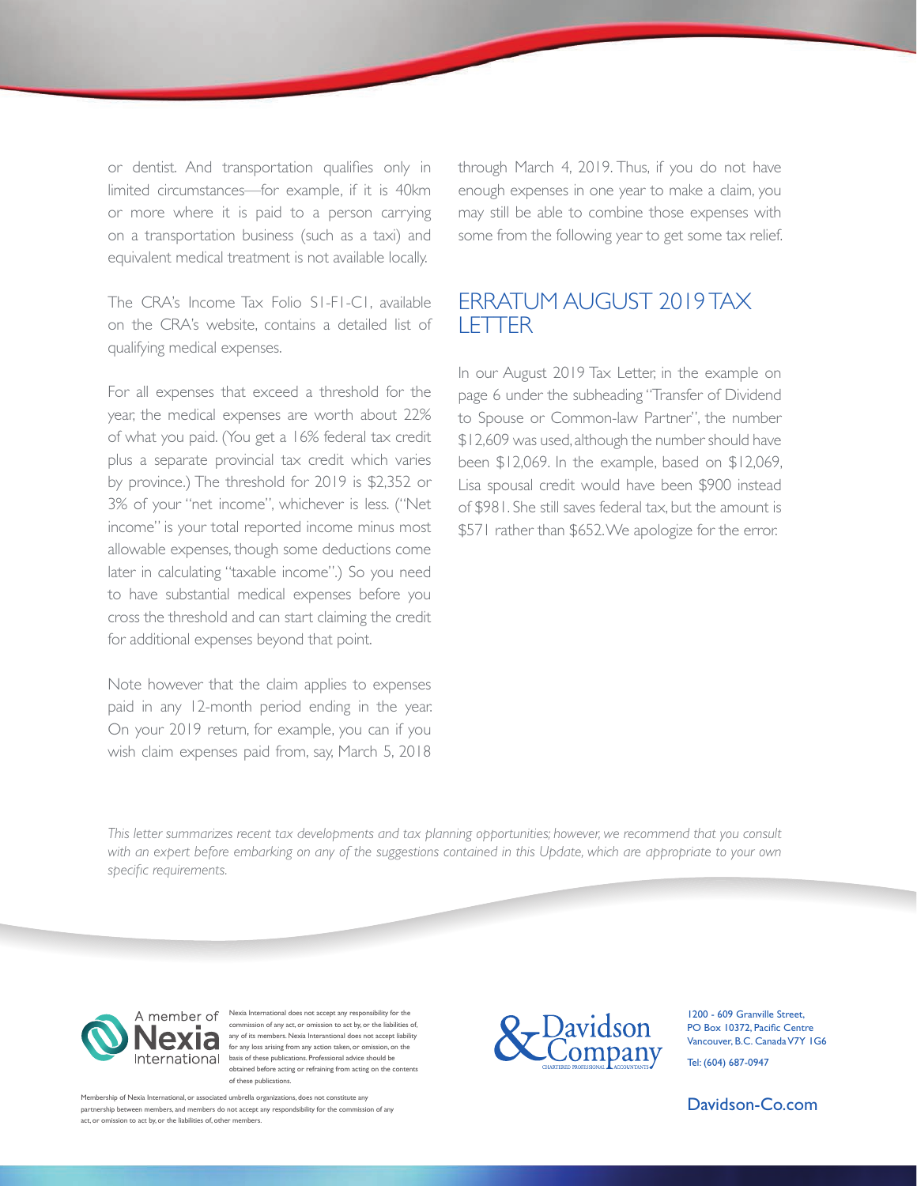or dentist. And transportation qualifies only in limited circumstances—for example, if it is 40km or more where it is paid to a person carrying on a transportation business (such as a taxi) and equivalent medical treatment is not available locally.

The CRA's Income Tax Folio S1-F1-C1, available on the CRA's website, contains a detailed list of qualifying medical expenses.

For all expenses that exceed a threshold for the year, the medical expenses are worth about 22% of what you paid. (You get a 16% federal tax credit plus a separate provincial tax credit which varies by province.) The threshold for 2019 is $2,352 or 3% of your "net income", whichever is less. ("Net income" is your total reported income minus most allowable expenses, though some deductions come later in calculating "taxable income".) So you need to have substantial medical expenses before you cross the threshold and can start claiming the credit for additional expenses beyond that point.

Note however that the claim applies to expenses paid in any 12-month period ending in the year. On your 2019 return, for example, you can if you wish claim expenses paid from, say, March 5, 2018 through March 4, 2019. Thus, if you do not have enough expenses in one year to make a claim, you may still be able to combine those expenses with some from the following year to get some tax relief.

## ERRATUM AUGUST 2019 TAX LETTER

In our August 2019 Tax Letter, in the example on page 6 under the subheading "Transfer of Dividend to Spouse or Common-law Partner", the number $12,609 was used, although the number should have been $12,069. In the example, based on $12,069, Lisa spousal credit would have been $900 instead of $981. She still saves federal tax, but the amount is $571 rather than $652. We apologize for the error.

*This letter summarizes recent tax developments and tax planning opportunities; however, we recommend that you consult with an expert before embarking on any of the suggestions contained in this Update, which are appropriate to your own specific requirements.*

A member of Nexia International

Nexia International does not accept any responsibility for the commission of any act, or omission to act by, or the liabilities of, any of its members. Nexia Interantional does not accept liability for any loss arising from any action taken, or omission, on the basis of these publications. Professional advice should be obtained before acting or refraining from acting on the contents of these publications.

Membership of Nexia International, or associated umbrella organizations, does not constitute any partnership between members, and members do not accept any respondsibility for the commission of any act, or omission to act by, or the liabilities of, other members.

Davidson & Company CHARTERED PROFESSIONAL ACCOUNTANTS

1200 - 609 Granville Street,
PO Box 10372, Pacific Centre
Vancouver, B.C. Canada V7Y 1G6

Tel: (604) 687-0947

Davidson-Co.com